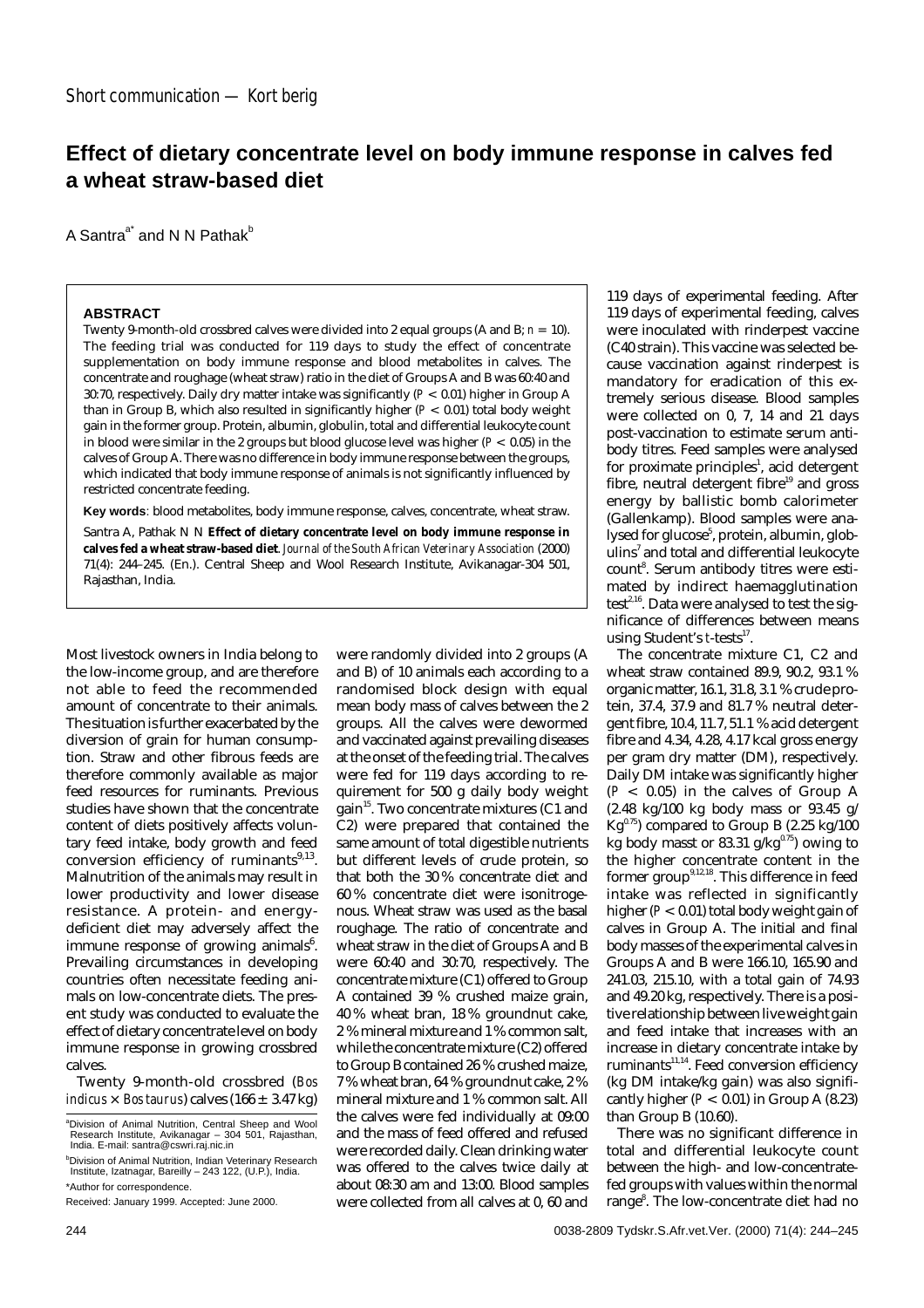Short communication — Kort berig

# Effect of dietary concentrate level on body immune response in calves fed a wheat straw-based diet

A Santra[a*] and N N Pathak[b]

## ABSTRACT

Twenty 9-month-old crossbred calves were divided into 2 equal groups (A and B; $n = 10$). The feeding trial was conducted for 119 days to study the effect of concentrate supplementation on body immune response and blood metabolites in calves. The concentrate and roughage (wheat straw) ratio in the diet of Groups A and B was 60:40 and 30:70, respectively. Daily dry matter intake was significantly ($P < 0.01$) higher in Group A than in Group B, which also resulted in significantly higher ($P < 0.01$) total body weight gain in the former group. Protein, albumin, globulin, total and differential leukocyte count in blood were similar in the 2 groups but blood glucose level was higher ($P < 0.05$) in the calves of Group A. There was no difference in body immune response between the groups, which indicated that body immune response of animals is not significantly influenced by restricted concentrate feeding.

**Key words**: blood metabolites, body immune response, calves, concentrate, wheat straw.

Santra A, Pathak N N **Effect of dietary concentrate level on body immune response in calves fed a wheat straw-based diet**. *Journal of the South African Veterinary Association* (2000) 71(4): 244–245. (En.). Central Sheep and Wool Research Institute, Avikanagar-304 501, Rajasthan, India.

Most livestock owners in India belong to the low-income group, and are therefore not able to feed the recommended amount of concentrate to their animals. The situation is further exacerbated by the diversion of grain for human consumption. Straw and other fibrous feeds are therefore commonly available as major feed resources for ruminants. Previous studies have shown that the concentrate content of diets positively affects voluntary feed intake, body growth and feed conversion efficiency of ruminants[9,13]. Malnutrition of the animals may result in lower productivity and lower disease resistance. A protein- and energy-deficient diet may adversely affect the immune response of growing animals[6]. Prevailing circumstances in developing countries often necessitate feeding animals on low-concentrate diets. The present study was conducted to evaluate the effect of dietary concentrate level on body immune response in growing crossbred calves.

Twenty 9-month-old crossbred (*Bos indicus* × *Bos taurus*) calves (166 ± 3.47 kg) were randomly divided into 2 groups (A and B) of 10 animals each according to a randomised block design with equal mean body mass of calves between the 2 groups. All the calves were dewormed and vaccinated against prevailing diseases at the onset of the feeding trial. The calves were fed for 119 days according to requirement for 500 g daily body weight gain[15]. Two concentrate mixtures (C1 and C2) were prepared that contained the same amount of total digestible nutrients but different levels of crude protein, so that both the 30 % concentrate diet and 60 % concentrate diet were isonitrogenous. Wheat straw was used as the basal roughage. The ratio of concentrate and wheat straw in the diet of Groups A and B were 60:40 and 30:70, respectively. The concentrate mixture (C1) offered to Group A contained 39 % crushed maize grain, 40 % wheat bran, 18 % groundnut cake, 2 % mineral mixture and 1 % common salt, while the concentrate mixture (C2) offered to Group B contained 26 % crushed maize, 7 % wheat bran, 64 % groundnut cake, 2 % mineral mixture and 1 % common salt. All the calves were fed individually at 09:00 and the mass of feed offered and refused were recorded daily. Clean drinking water was offered to the calves twice daily at about 08:30 am and 13:00. Blood samples were collected from all calves at 0, 60 and 119 days of experimental feeding. After 119 days of experimental feeding, calves were inoculated with rinderpest vaccine (C40 strain). This vaccine was selected because vaccination against rinderpest is mandatory for eradication of this extremely serious disease. Blood samples were collected on 0, 7, 14 and 21 days post-vaccination to estimate serum antibody titres. Feed samples were analysed for proximate principles[1], acid detergent fibre, neutral detergent fibre[19] and gross energy by ballistic bomb calorimeter (Gallenkamp). Blood samples were analysed for glucose[5], protein, albumin, globulins[7] and total and differential leukocyte count[8]. Serum antibody titres were estimated by indirect haemagglutination test[2,16]. Data were analysed to test the significance of differences between means using Student's *t*-tests[17].

The concentrate mixture C1, C2 and wheat straw contained 89.9, 90.2, 93.1 % organic matter, 16.1, 31.8, 3.1 % crude protein, 37.4, 37.9 and 81.7 % neutral detergent fibre, 10.4, 11.7, 51.1 % acid detergent fibre and 4.34, 4.28, 4.17 kcal gross energy per gram dry matter (DM), respectively. Daily DM intake was significantly higher ($P < 0.05$) in the calves of Group A (2.48 kg/100 kg body mass or 93.45 g/$Kg^{0.75}$) compared to Group B (2.25 kg/100 kg body masst or 83.31 g/$kg^{0.75}$) owing to the higher concentrate content in the former group[9,12,18]. This difference in feed intake was reflected in significantly higher ($P < 0.01$) total body weight gain of calves in Group A. The initial and final body masses of the experimental calves in Groups A and B were 166.10, 165.90 and 241.03, 215.10, with a total gain of 74.93 and 49.20 kg, respectively. There is a positive relationship between live weight gain and feed intake that increases with an increase in dietary concentrate intake by ruminants[11,14]. Feed conversion efficiency (kg DM intake/kg gain) was also significantly higher ($P < 0.01$) in Group A (8.23) than Group B (10.60).

There was no significant difference in total and differential leukocyte count between the high- and low-concentrate-fed groups with values within the normal range[8]. The low-concentrate diet had no

[a]Division of Animal Nutrition, Central Sheep and Wool Research Institute, Avikanagar – 304 501, Rajasthan, India. E-mail: santra@cswri.raj.nic.in

[b]Division of Animal Nutrition, Indian Veterinary Research Institute, Izatnagar, Bareilly – 243 122, (U.P.), India.

*Author for correspondence.

Received: January 1999. Accepted: June 2000.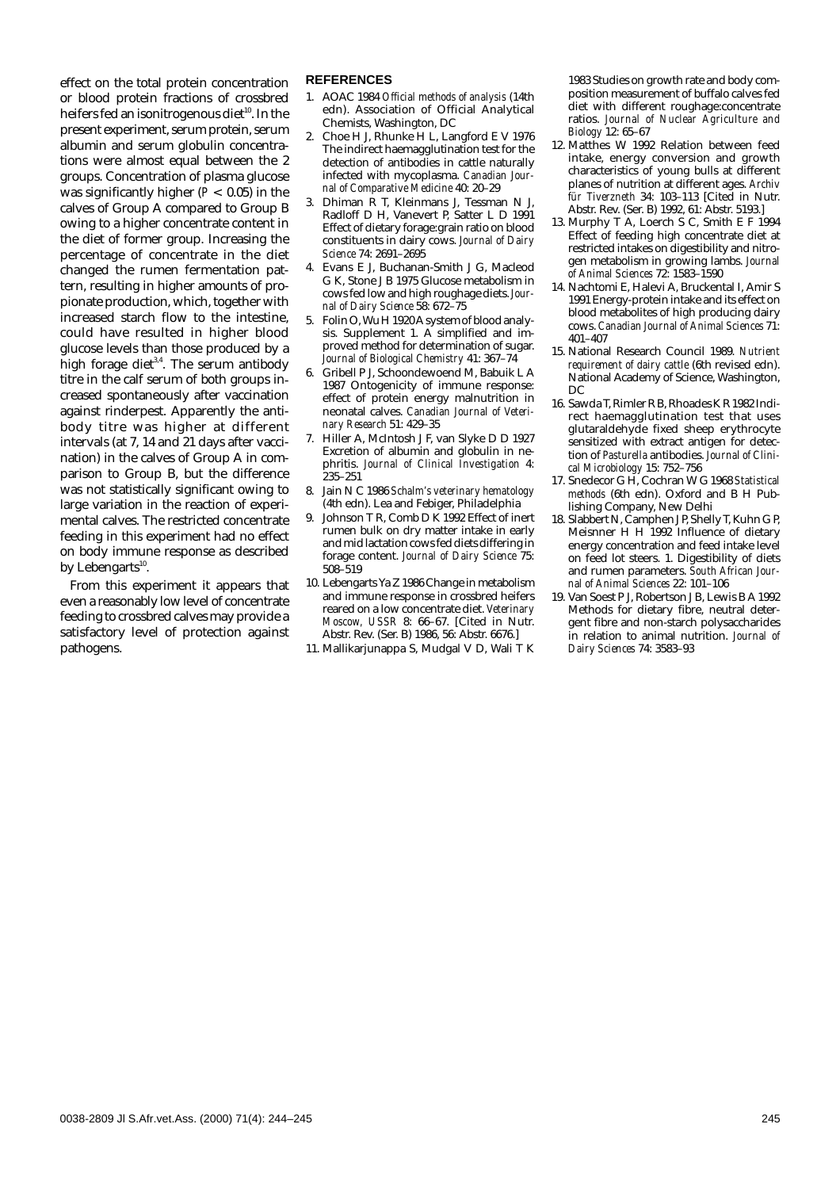effect on the total protein concentration or blood protein fractions of crossbred heifers fed an isonitrogenous diet[10]. In the present experiment, serum protein, serum albumin and serum globulin concentrations were almost equal between the 2 groups. Concentration of plasma glucose was significantly higher ($P < 0.05$) in the calves of Group A compared to Group B owing to a higher concentrate content in the diet of former group. Increasing the percentage of concentrate in the diet changed the rumen fermentation pattern, resulting in higher amounts of propionate production, which, together with increased starch flow to the intestine, could have resulted in higher blood glucose levels than those produced by a high forage diet[3,4]. The serum antibody titre in the calf serum of both groups increased spontaneously after vaccination against rinderpest. Apparently the antibody titre was higher at different intervals (at 7, 14 and 21 days after vaccination) in the calves of Group A in comparison to Group B, but the difference was not statistically significant owing to large variation in the reaction of experimental calves. The restricted concentrate feeding in this experiment had no effect on body immune response as described by Lebengarts[10].

From this experiment it appears that even a reasonably low level of concentrate feeding to crossbred calves may provide a satisfactory level of protection against pathogens.

## REFERENCES

1. AOAC 1984 *Official methods of analysis* (14th edn). Association of Official Analytical Chemists, Washington, DC
2. Choe H J, Rhunke H L, Langford E V 1976 The indirect haemagglutination test for the detection of antibodies in cattle naturally infected with mycoplasma. *Canadian Journal of Comparative Medicine* 40: 20–29
3. Dhiman R T, Kleinmans J, Tessman N J, Radloff D H, Vanevert P, Satter L D 1991 Effect of dietary forage:grain ratio on blood constituents in dairy cows. *Journal of Dairy Science* 74: 2691–2695
4. Evans E J, Buchanan-Smith J G, Macleod G K, Stone J B 1975 Glucose metabolism in cows fed low and high roughage diets. *Journal of Dairy Science* 58: 672–75
5. Folin O, Wu H 1920 A system of blood analysis. Supplement 1. A simplified and improved method for determination of sugar. *Journal of Biological Chemistry* 41: 367–74
6. Gribell P J, Schoondewoend M, Babuik L A 1987 Ontogenicity of immune response: effect of protein energy malnutrition in neonatal calves. *Canadian Journal of Veterinary Research* 51: 429–35
7. Hiller A, McIntosh J F, van Slyke D D 1927 Excretion of albumin and globulin in nephritis. *Journal of Clinical Investigation* 4: 235–251
8. Jain N C 1986 *Schalm's veterinary hematology* (4th edn). Lea and Febiger, Philadelphia
9. Johnson T R, Comb D K 1992 Effect of inert rumen bulk on dry matter intake in early and mid lactation cows fed diets differing in forage content. *Journal of Dairy Science* 75: 508–519
10. Lebengarts Ya Z 1986 Change in metabolism and immune response in crossbred heifers reared on a low concentrate diet. *Veterinary Moscow, USSR* 8: 66–67. [Cited in Nutr. Abstr. Rev. (Ser. B) 1986, 56: Abstr. 6676.]
11. Mallikarjunappa S, Mudgal V D, Wali T K 1983 Studies on growth rate and body composition measurement of buffalo calves fed diet with different roughage:concentrate ratios. *Journal of Nuclear Agriculture and Biology* 12: 65–67
12. Matthes W 1992 Relation between feed intake, energy conversion and growth characteristics of young bulls at different planes of nutrition at different ages. *Archiv für Tiverzneth* 34: 103–113 [Cited in Nutr. Abstr. Rev. (Ser. B) 1992, 61: Abstr. 5193.]
13. Murphy T A, Loerch S C, Smith E F 1994 Effect of feeding high concentrate diet at restricted intakes on digestibility and nitrogen metabolism in growing lambs. *Journal of Animal Sciences* 72: 1583–1590
14. Nachtomi E, Halevi A, Bruckental I, Amir S 1991 Energy-protein intake and its effect on blood metabolites of high producing dairy cows. *Canadian Journal of Animal Sciences* 71: 401–407
15. National Research Council 1989. *Nutrient requirement of dairy cattle* (6th revised edn). National Academy of Science, Washington, DC
16. Sawda T, Rimler R B, Rhoades K R 1982 Indirect haemagglutination test that uses glutaraldehyde fixed sheep erythrocyte sensitized with extract antigen for detection of *Pasturella* antibodies. *Journal of Clinical Microbiology* 15: 752–756
17. Snedecor G H, Cochran W G 1968 *Statistical methods* (6th edn). Oxford and B H Publishing Company, New Delhi
18. Slabbert N, Camphen J P, Shelly T, Kuhn G P, Meisnner H H 1992 Influence of dietary energy concentration and feed intake level on feed lot steers. 1. Digestibility of diets and rumen parameters. *South African Journal of Animal Sciences* 22: 101–106
19. Van Soest P J, Robertson J B, Lewis B A 1992 Methods for dietary fibre, neutral detergent fibre and non-starch polysaccharides in relation to animal nutrition. *Journal of Dairy Sciences* 74: 3583–93